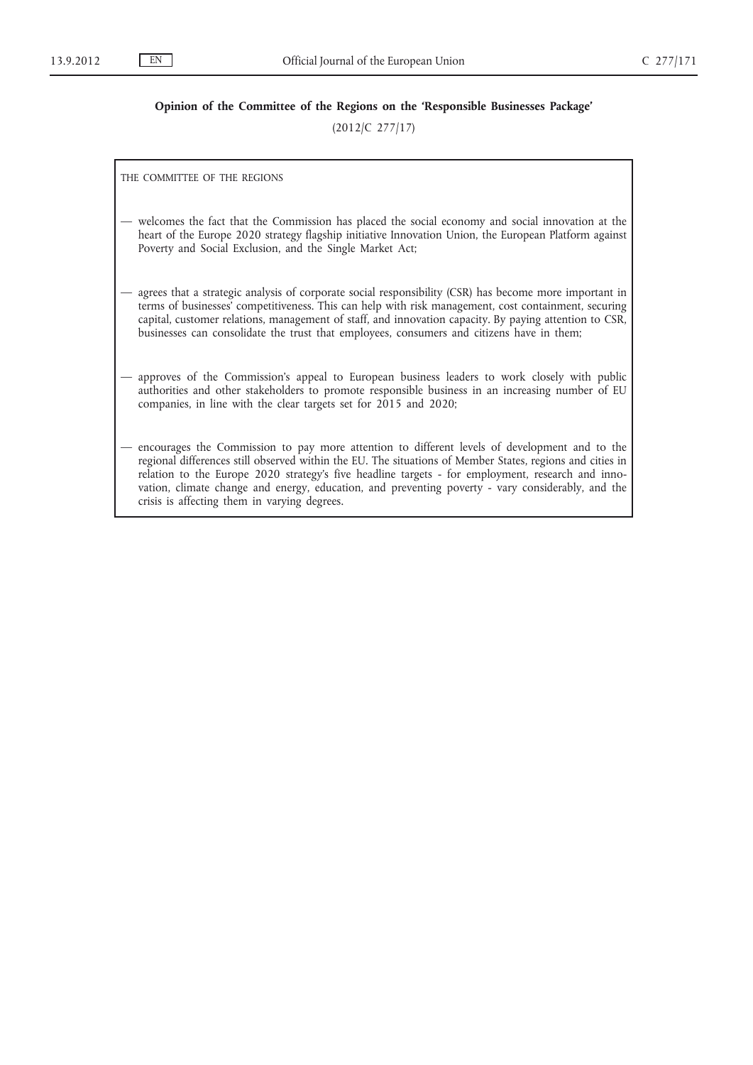## Opinion of the Committee of the Regions on the 'Responsible Businesses Package'

(2012/C 277/17)

THE COMMITTEE OF THE REGIONS

- welcomes the fact that the Commission has placed the social economy and social innovation at the heart of the Europe 2020 strategy flagship initiative Innovation Union, the European Platform against Poverty and Social Exclusion, and the Single Market Act;
- agrees that a strategic analysis of corporate social responsibility (CSR) has become more important in terms of businesses' competitiveness. This can help with risk management, cost containment, securing capital, customer relations, management of staff, and innovation capacity. By paying attention to CSR, businesses can consolidate the trust that employees, consumers and citizens have in them;
- approves of the Commission's appeal to European business leaders to work closely with public authorities and other stakeholders to promote responsible business in an increasing number of EU companies, in line with the clear targets set for 2015 and 2020;
- encourages the Commission to pay more attention to different levels of development and to the regional differences still observed within the EU. The situations of Member States, regions and cities in relation to the Europe 2020 strategy's five headline targets - for employment, research and innovation, climate change and energy, education, and preventing poverty - vary considerably, and the crisis is affecting them in varying degrees.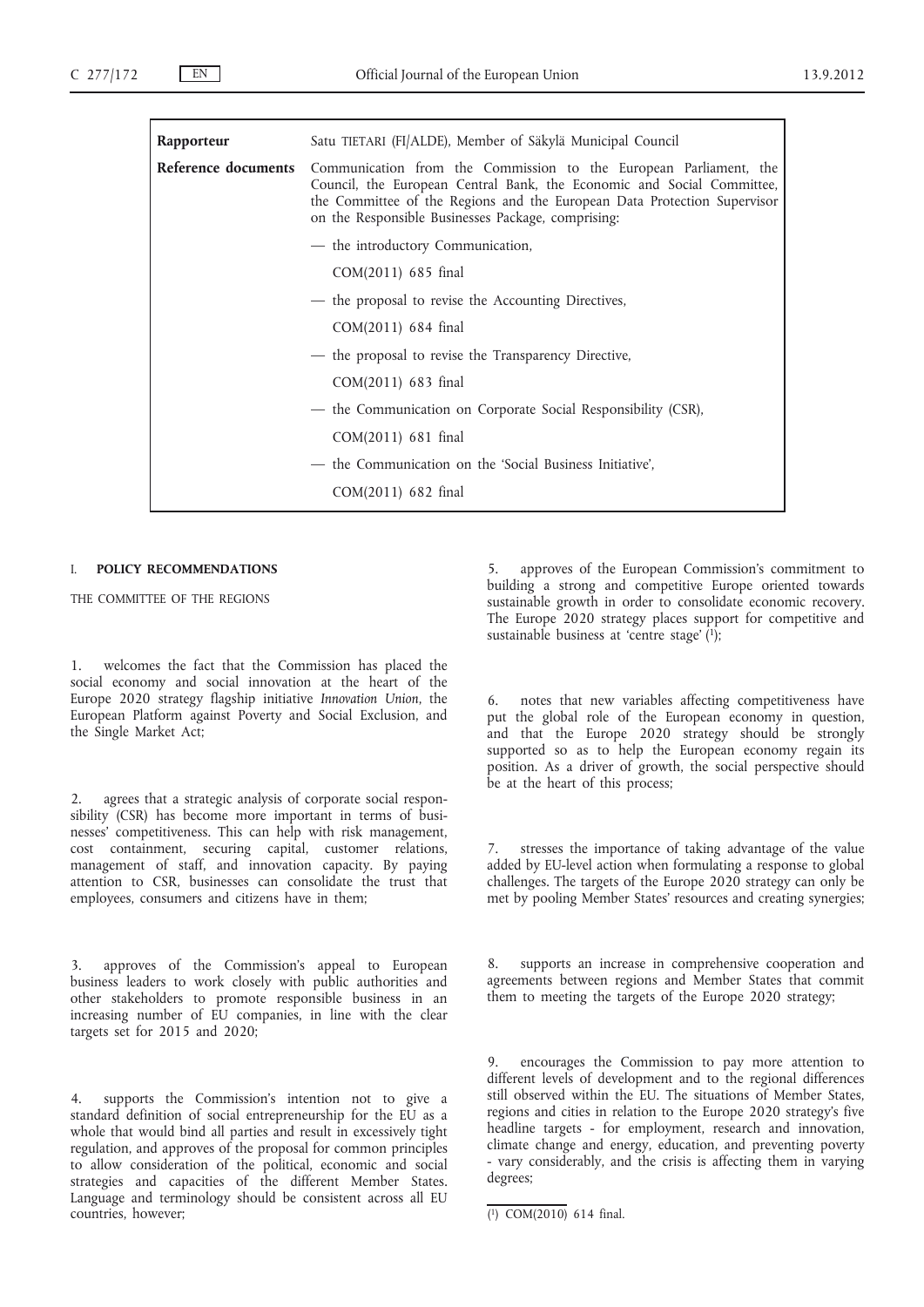| Rapporteur | Satu TIETARI (FI/ALDE), Member of Säkylä Municipal Council |
| --- | --- |
| Reference documents | Communication from the Commission to the European Parliament, the Council, the European Central Bank, the Economic and Social Committee, the Committee of the Regions and the European Data Protection Supervisor on the Responsible Businesses Package, comprising:<br>— the introductory Communication,<br>COM(2011) 685 final<br>— the proposal to revise the Accounting Directives,<br>COM(2011) 684 final<br>— the proposal to revise the Transparency Directive,<br>COM(2011) 683 final<br>— the Communication on Corporate Social Responsibility (CSR),<br>COM(2011) 681 final<br>— the Communication on the 'Social Business Initiative',<br>COM(2011) 682 final |

## I. POLICY RECOMMENDATIONS

THE COMMITTEE OF THE REGIONS

1. welcomes the fact that the Commission has placed the social economy and social innovation at the heart of the Europe 2020 strategy flagship initiative *Innovation Union*, the European Platform against Poverty and Social Exclusion, and the Single Market Act;

2. agrees that a strategic analysis of corporate social responsibility (CSR) has become more important in terms of businesses' competitiveness. This can help with risk management, cost containment, securing capital, customer relations, management of staff, and innovation capacity. By paying attention to CSR, businesses can consolidate the trust that employees, consumers and citizens have in them;

3. approves of the Commission's appeal to European business leaders to work closely with public authorities and other stakeholders to promote responsible business in an increasing number of EU companies, in line with the clear targets set for 2015 and 2020;

4. supports the Commission's intention not to give a standard definition of social entrepreneurship for the EU as a whole that would bind all parties and result in excessively tight regulation, and approves of the proposal for common principles to allow consideration of the political, economic and social strategies and capacities of the different Member States. Language and terminology should be consistent across all EU countries, however;

5. approves of the European Commission's commitment to building a strong and competitive Europe oriented towards sustainable growth in order to consolidate economic recovery. The Europe 2020 strategy places support for competitive and sustainable business at 'centre stage' [1];

6. notes that new variables affecting competitiveness have put the global role of the European economy in question, and that the Europe 2020 strategy should be strongly supported so as to help the European economy regain its position. As a driver of growth, the social perspective should be at the heart of this process;

7. stresses the importance of taking advantage of the value added by EU-level action when formulating a response to global challenges. The targets of the Europe 2020 strategy can only be met by pooling Member States' resources and creating synergies;

8. supports an increase in comprehensive cooperation and agreements between regions and Member States that commit them to meeting the targets of the Europe 2020 strategy;

9. encourages the Commission to pay more attention to different levels of development and to the regional differences still observed within the EU. The situations of Member States, regions and cities in relation to the Europe 2020 strategy's five headline targets - for employment, research and innovation, climate change and energy, education, and preventing poverty - vary considerably, and the crisis is affecting them in varying degrees;

[1] COM(2010) 614 final.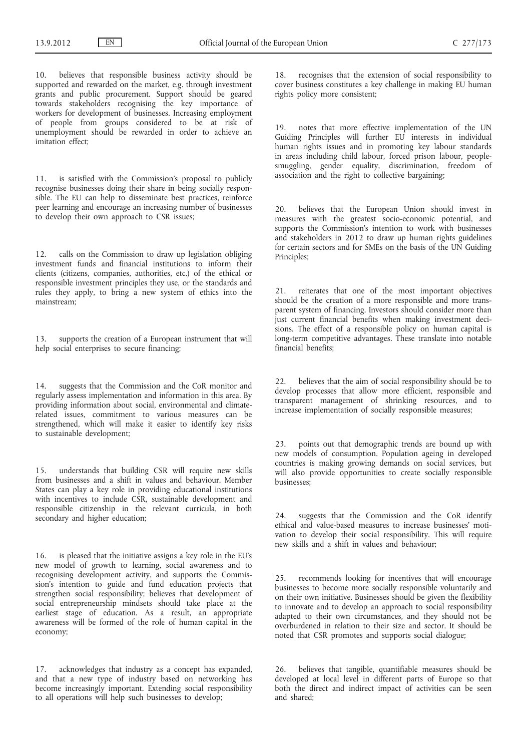10. believes that responsible business activity should be supported and rewarded on the market, e.g. through investment grants and public procurement. Support should be geared towards stakeholders recognising the key importance of workers for development of businesses. Increasing employment of people from groups considered to be at risk of unemployment should be rewarded in order to achieve an imitation effect;

11. is satisfied with the Commission's proposal to publicly recognise businesses doing their share in being socially responsible. The EU can help to disseminate best practices, reinforce peer learning and encourage an increasing number of businesses to develop their own approach to CSR issues;

12. calls on the Commission to draw up legislation obliging investment funds and financial institutions to inform their clients (citizens, companies, authorities, etc.) of the ethical or responsible investment principles they use, or the standards and rules they apply, to bring a new system of ethics into the mainstream;

13. supports the creation of a European instrument that will help social enterprises to secure financing;

14. suggests that the Commission and the CoR monitor and regularly assess implementation and information in this area. By providing information about social, environmental and climate-related issues, commitment to various measures can be strengthened, which will make it easier to identify key risks to sustainable development;

15. understands that building CSR will require new skills from businesses and a shift in values and behaviour. Member States can play a key role in providing educational institutions with incentives to include CSR, sustainable development and responsible citizenship in the relevant curricula, in both secondary and higher education;

16. is pleased that the initiative assigns a key role in the EU's new model of growth to learning, social awareness and to recognising development activity, and supports the Commission's intention to guide and fund education projects that strengthen social responsibility; believes that development of social entrepreneurship mindsets should take place at the earliest stage of education. As a result, an appropriate awareness will be formed of the role of human capital in the economy;

17. acknowledges that industry as a concept has expanded, and that a new type of industry based on networking has become increasingly important. Extending social responsibility to all operations will help such businesses to develop;

18. recognises that the extension of social responsibility to cover business constitutes a key challenge in making EU human rights policy more consistent;

19. notes that more effective implementation of the UN Guiding Principles will further EU interests in individual human rights issues and in promoting key labour standards in areas including child labour, forced prison labour, people-smuggling, gender equality, discrimination, freedom of association and the right to collective bargaining;

20. believes that the European Union should invest in measures with the greatest socio-economic potential, and supports the Commission's intention to work with businesses and stakeholders in 2012 to draw up human rights guidelines for certain sectors and for SMEs on the basis of the UN Guiding Principles;

21. reiterates that one of the most important objectives should be the creation of a more responsible and more transparent system of financing. Investors should consider more than just current financial benefits when making investment decisions. The effect of a responsible policy on human capital is long-term competitive advantages. These translate into notable financial benefits;

22. believes that the aim of social responsibility should be to develop processes that allow more efficient, responsible and transparent management of shrinking resources, and to increase implementation of socially responsible measures;

23. points out that demographic trends are bound up with new models of consumption. Population ageing in developed countries is making growing demands on social services, but will also provide opportunities to create socially responsible businesses;

24. suggests that the Commission and the CoR identify ethical and value-based measures to increase businesses' motivation to develop their social responsibility. This will require new skills and a shift in values and behaviour;

25. recommends looking for incentives that will encourage businesses to become more socially responsible voluntarily and on their own initiative. Businesses should be given the flexibility to innovate and to develop an approach to social responsibility adapted to their own circumstances, and they should not be overburdened in relation to their size and sector. It should be noted that CSR promotes and supports social dialogue;

26. believes that tangible, quantifiable measures should be developed at local level in different parts of Europe so that both the direct and indirect impact of activities can be seen and shared;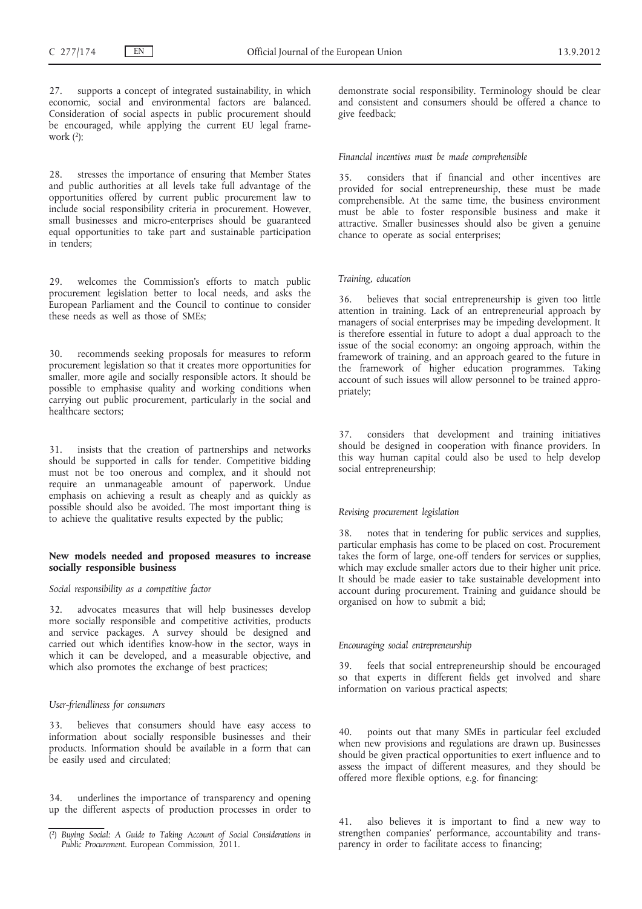27. supports a concept of integrated sustainability, in which economic, social and environmental factors are balanced. Consideration of social aspects in public procurement should be encouraged, while applying the current EU legal framework [2];

28. stresses the importance of ensuring that Member States and public authorities at all levels take full advantage of the opportunities offered by current public procurement law to include social responsibility criteria in procurement. However, small businesses and micro-enterprises should be guaranteed equal opportunities to take part and sustainable participation in tenders;

29. welcomes the Commission's efforts to match public procurement legislation better to local needs, and asks the European Parliament and the Council to continue to consider these needs as well as those of SMEs;

30. recommends seeking proposals for measures to reform procurement legislation so that it creates more opportunities for smaller, more agile and socially responsible actors. It should be possible to emphasise quality and working conditions when carrying out public procurement, particularly in the social and healthcare sectors;

31. insists that the creation of partnerships and networks should be supported in calls for tender. Competitive bidding must not be too onerous and complex, and it should not require an unmanageable amount of paperwork. Undue emphasis on achieving a result as cheaply and as quickly as possible should also be avoided. The most important thing is to achieve the qualitative results expected by the public;

## New models needed and proposed measures to increase socially responsible business

*Social responsibility as a competitive factor*

32. advocates measures that will help businesses develop more socially responsible and competitive activities, products and service packages. A survey should be designed and carried out which identifies know-how in the sector, ways in which it can be developed, and a measurable objective, and which also promotes the exchange of best practices;

*User-friendliness for consumers*

33. believes that consumers should have easy access to information about socially responsible businesses and their products. Information should be available in a form that can be easily used and circulated;

34. underlines the importance of transparency and opening up the different aspects of production processes in order to demonstrate social responsibility. Terminology should be clear and consistent and consumers should be offered a chance to give feedback;

*Financial incentives must be made comprehensible*

35. considers that if financial and other incentives are provided for social entrepreneurship, these must be made comprehensible. At the same time, the business environment must be able to foster responsible business and make it attractive. Smaller businesses should also be given a genuine chance to operate as social enterprises;

*Training, education*

36. believes that social entrepreneurship is given too little attention in training. Lack of an entrepreneurial approach by managers of social enterprises may be impeding development. It is therefore essential in future to adopt a dual approach to the issue of the social economy: an ongoing approach, within the framework of training, and an approach geared to the future in the framework of higher education programmes. Taking account of such issues will allow personnel to be trained appropriately;

37. considers that development and training initiatives should be designed in cooperation with finance providers. In this way human capital could also be used to help develop social entrepreneurship;

*Revising procurement legislation*

38. notes that in tendering for public services and supplies, particular emphasis has come to be placed on cost. Procurement takes the form of large, one-off tenders for services or supplies, which may exclude smaller actors due to their higher unit price. It should be made easier to take sustainable development into account during procurement. Training and guidance should be organised on how to submit a bid;

*Encouraging social entrepreneurship*

39. feels that social entrepreneurship should be encouraged so that experts in different fields get involved and share information on various practical aspects;

40. points out that many SMEs in particular feel excluded when new provisions and regulations are drawn up. Businesses should be given practical opportunities to exert influence and to assess the impact of different measures, and they should be offered more flexible options, e.g. for financing;

41. also believes it is important to find a new way to strengthen companies' performance, accountability and transparency in order to facilitate access to financing;

---

[2] *Buying Social: A Guide to Taking Account of Social Considerations in Public Procurement*. European Commission, 2011.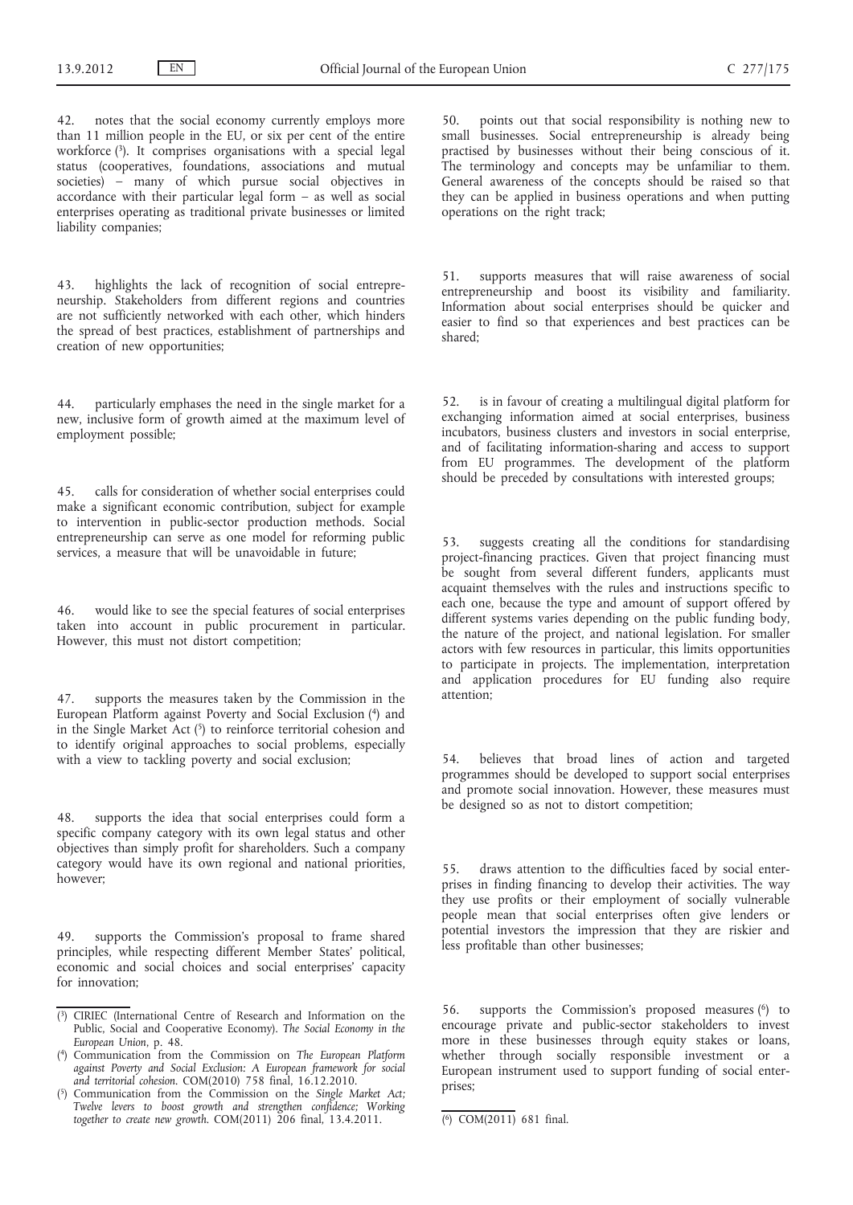42. notes that the social economy currently employs more than 11 million people in the EU, or six per cent of the entire workforce ([3]). It comprises organisations with a special legal status (cooperatives, foundations, associations and mutual societies) – many of which pursue social objectives in accordance with their particular legal form – as well as social enterprises operating as traditional private businesses or limited liability companies;

43. highlights the lack of recognition of social entrepreneurship. Stakeholders from different regions and countries are not sufficiently networked with each other, which hinders the spread of best practices, establishment of partnerships and creation of new opportunities;

44. particularly emphases the need in the single market for a new, inclusive form of growth aimed at the maximum level of employment possible;

45. calls for consideration of whether social enterprises could make a significant economic contribution, subject for example to intervention in public-sector production methods. Social entrepreneurship can serve as one model for reforming public services, a measure that will be unavoidable in future;

46. would like to see the special features of social enterprises taken into account in public procurement in particular. However, this must not distort competition;

47. supports the measures taken by the Commission in the European Platform against Poverty and Social Exclusion ([4]) and in the Single Market Act ([5]) to reinforce territorial cohesion and to identify original approaches to social problems, especially with a view to tackling poverty and social exclusion;

48. supports the idea that social enterprises could form a specific company category with its own legal status and other objectives than simply profit for shareholders. Such a company category would have its own regional and national priorities, however;

49. supports the Commission's proposal to frame shared principles, while respecting different Member States' political, economic and social choices and social enterprises' capacity for innovation;

50. points out that social responsibility is nothing new to small businesses. Social entrepreneurship is already being practised by businesses without their being conscious of it. The terminology and concepts may be unfamiliar to them. General awareness of the concepts should be raised so that they can be applied in business operations and when putting operations on the right track;

51. supports measures that will raise awareness of social entrepreneurship and boost its visibility and familiarity. Information about social enterprises should be quicker and easier to find so that experiences and best practices can be shared;

52. is in favour of creating a multilingual digital platform for exchanging information aimed at social enterprises, business incubators, business clusters and investors in social enterprise, and of facilitating information-sharing and access to support from EU programmes. The development of the platform should be preceded by consultations with interested groups;

53. suggests creating all the conditions for standardising project-financing practices. Given that project financing must be sought from several different funders, applicants must acquaint themselves with the rules and instructions specific to each one, because the type and amount of support offered by different systems varies depending on the public funding body, the nature of the project, and national legislation. For smaller actors with few resources in particular, this limits opportunities to participate in projects. The implementation, interpretation and application procedures for EU funding also require attention;

54. believes that broad lines of action and targeted programmes should be developed to support social enterprises and promote social innovation. However, these measures must be designed so as not to distort competition;

55. draws attention to the difficulties faced by social enterprises in finding financing to develop their activities. The way they use profits or their employment of socially vulnerable people mean that social enterprises often give lenders or potential investors the impression that they are riskier and less profitable than other businesses;

56. supports the Commission's proposed measures ([6]) to encourage private and public-sector stakeholders to invest more in these businesses through equity stakes or loans, whether through socially responsible investment or a European instrument used to support funding of social enterprises;

---

([3]) CIRIEC (International Centre of Research and Information on the Public, Social and Cooperative Economy). *The Social Economy in the European Union*, p. 48.

([4]) Communication from the Commission on *The European Platform against Poverty and Social Exclusion: A European framework for social and territorial cohesion*. COM(2010) 758 final, 16.12.2010.

([5]) Communication from the Commission on the *Single Market Act; Twelve levers to boost growth and strengthen confidence; Working together to create new growth*. COM(2011) 206 final, 13.4.2011.

([6]) COM(2011) 681 final.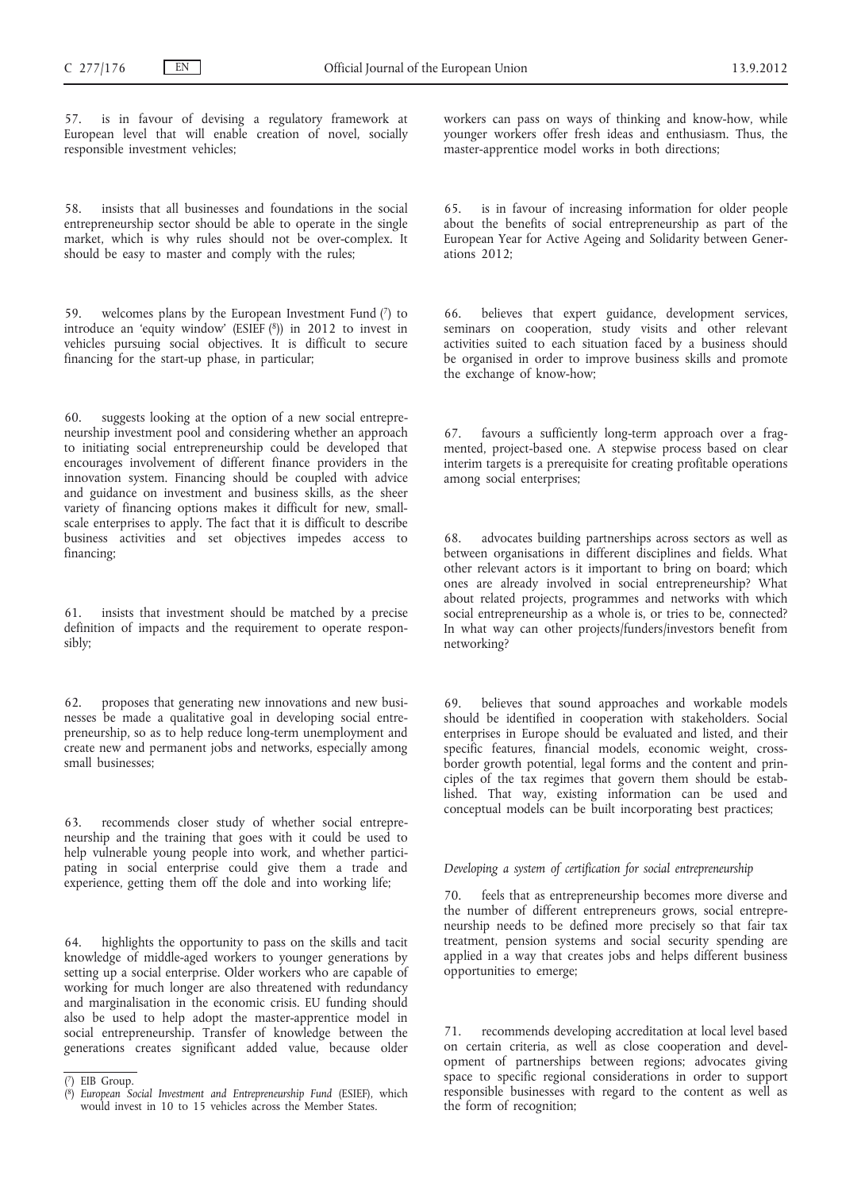57. is in favour of devising a regulatory framework at European level that will enable creation of novel, socially responsible investment vehicles;

58. insists that all businesses and foundations in the social entrepreneurship sector should be able to operate in the single market, which is why rules should not be over-complex. It should be easy to master and comply with the rules;

59. welcomes plans by the European Investment Fund [7] to introduce an 'equity window' (ESIEF [8]) in 2012 to invest in vehicles pursuing social objectives. It is difficult to secure financing for the start-up phase, in particular;

60. suggests looking at the option of a new social entrepreneurship investment pool and considering whether an approach to initiating social entrepreneurship could be developed that encourages involvement of different finance providers in the innovation system. Financing should be coupled with advice and guidance on investment and business skills, as the sheer variety of financing options makes it difficult for new, small-scale enterprises to apply. The fact that it is difficult to describe business activities and set objectives impedes access to financing;

61. insists that investment should be matched by a precise definition of impacts and the requirement to operate responsibly;

62. proposes that generating new innovations and new businesses be made a qualitative goal in developing social entrepreneurship, so as to help reduce long-term unemployment and create new and permanent jobs and networks, especially among small businesses;

63. recommends closer study of whether social entrepreneurship and the training that goes with it could be used to help vulnerable young people into work, and whether participating in social enterprise could give them a trade and experience, getting them off the dole and into working life;

64. highlights the opportunity to pass on the skills and tacit knowledge of middle-aged workers to younger generations by setting up a social enterprise. Older workers who are capable of working for much longer are also threatened with redundancy and marginalisation in the economic crisis. EU funding should also be used to help adopt the master-apprentice model in social entrepreneurship. Transfer of knowledge between the generations creates significant added value, because older workers can pass on ways of thinking and know-how, while younger workers offer fresh ideas and enthusiasm. Thus, the master-apprentice model works in both directions;

65. is in favour of increasing information for older people about the benefits of social entrepreneurship as part of the European Year for Active Ageing and Solidarity between Generations 2012;

66. believes that expert guidance, development services, seminars on cooperation, study visits and other relevant activities suited to each situation faced by a business should be organised in order to improve business skills and promote the exchange of know-how;

67. favours a sufficiently long-term approach over a fragmented, project-based one. A stepwise process based on clear interim targets is a prerequisite for creating profitable operations among social enterprises;

68. advocates building partnerships across sectors as well as between organisations in different disciplines and fields. What other relevant actors is it important to bring on board; which ones are already involved in social entrepreneurship? What about related projects, programmes and networks with which social entrepreneurship as a whole is, or tries to be, connected? In what way can other projects/funders/investors benefit from networking?

69. believes that sound approaches and workable models should be identified in cooperation with stakeholders. Social enterprises in Europe should be evaluated and listed, and their specific features, financial models, economic weight, cross-border growth potential, legal forms and the content and principles of the tax regimes that govern them should be established. That way, existing information can be used and conceptual models can be built incorporating best practices;

*Developing a system of certification for social entrepreneurship*

70. feels that as entrepreneurship becomes more diverse and the number of different entrepreneurs grows, social entrepreneurship needs to be defined more precisely so that fair tax treatment, pension systems and social security spending are applied in a way that creates jobs and helps different business opportunities to emerge;

71. recommends developing accreditation at local level based on certain criteria, as well as close cooperation and development of partnerships between regions; advocates giving space to specific regional considerations in order to support responsible businesses with regard to the content as well as the form of recognition;

---

[7] EIB Group.

[8] *European Social Investment and Entrepreneurship Fund* (ESIEF), which would invest in 10 to 15 vehicles across the Member States.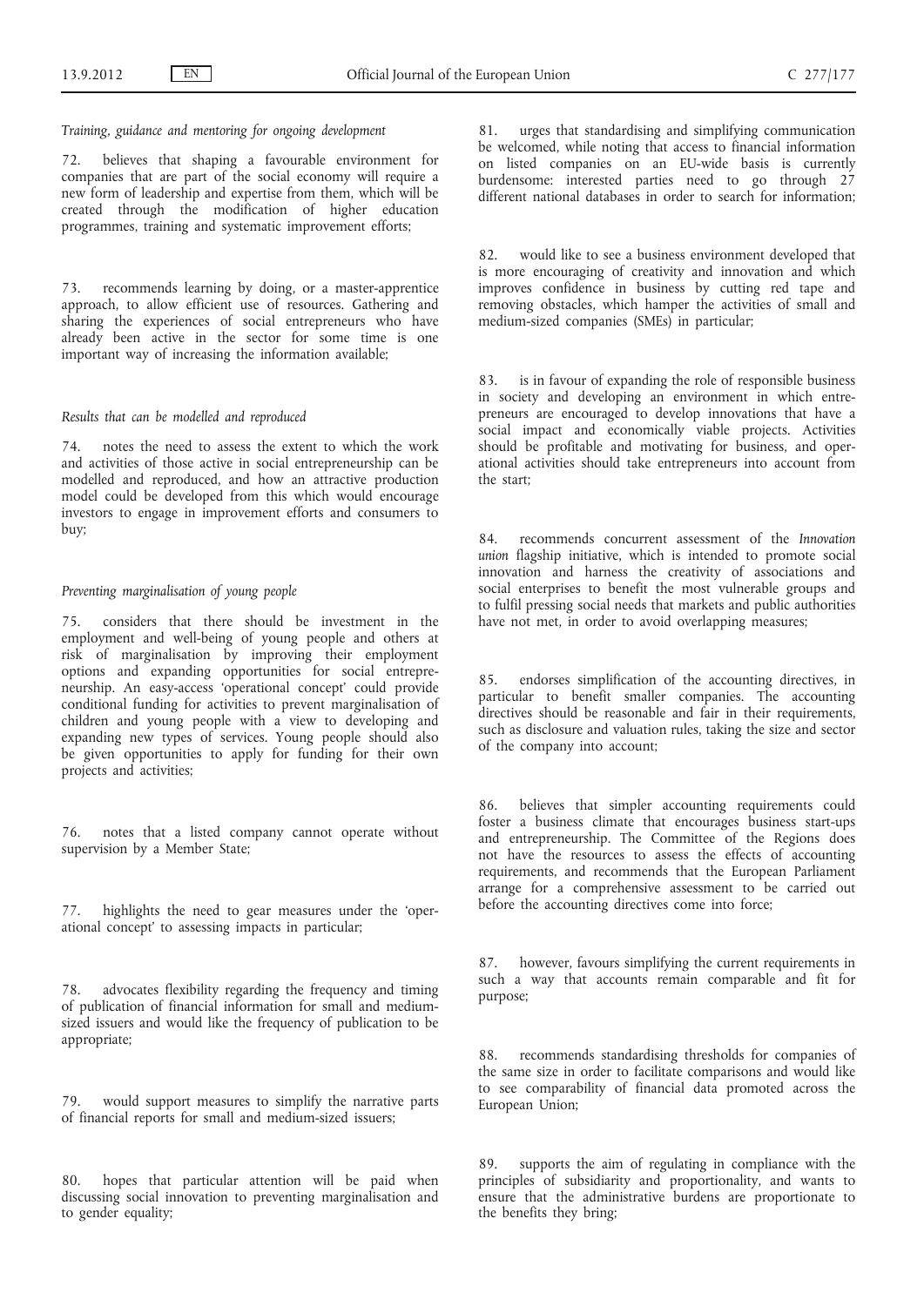*Training, guidance and mentoring for ongoing development*

72. believes that shaping a favourable environment for companies that are part of the social economy will require a new form of leadership and expertise from them, which will be created through the modification of higher education programmes, training and systematic improvement efforts;

73. recommends learning by doing, or a master-apprentice approach, to allow efficient use of resources. Gathering and sharing the experiences of social entrepreneurs who have already been active in the sector for some time is one important way of increasing the information available;

*Results that can be modelled and reproduced*

74. notes the need to assess the extent to which the work and activities of those active in social entrepreneurship can be modelled and reproduced, and how an attractive production model could be developed from this which would encourage investors to engage in improvement efforts and consumers to buy;

*Preventing marginalisation of young people*

75. considers that there should be investment in the employment and well-being of young people and others at risk of marginalisation by improving their employment options and expanding opportunities for social entrepreneurship. An easy-access 'operational concept' could provide conditional funding for activities to prevent marginalisation of children and young people with a view to developing and expanding new types of services. Young people should also be given opportunities to apply for funding for their own projects and activities;

76. notes that a listed company cannot operate without supervision by a Member State;

77. highlights the need to gear measures under the 'operational concept' to assessing impacts in particular;

78. advocates flexibility regarding the frequency and timing of publication of financial information for small and medium-sized issuers and would like the frequency of publication to be appropriate;

79. would support measures to simplify the narrative parts of financial reports for small and medium-sized issuers;

80. hopes that particular attention will be paid when discussing social innovation to preventing marginalisation and to gender equality;

81. urges that standardising and simplifying communication be welcomed, while noting that access to financial information on listed companies on an EU-wide basis is currently burdensome: interested parties need to go through 27 different national databases in order to search for information;

82. would like to see a business environment developed that is more encouraging of creativity and innovation and which improves confidence in business by cutting red tape and removing obstacles, which hamper the activities of small and medium-sized companies (SMEs) in particular;

83. is in favour of expanding the role of responsible business in society and developing an environment in which entrepreneurs are encouraged to develop innovations that have a social impact and economically viable projects. Activities should be profitable and motivating for business, and operational activities should take entrepreneurs into account from the start;

84. recommends concurrent assessment of the *Innovation union* flagship initiative, which is intended to promote social innovation and harness the creativity of associations and social enterprises to benefit the most vulnerable groups and to fulfil pressing social needs that markets and public authorities have not met, in order to avoid overlapping measures;

85. endorses simplification of the accounting directives, in particular to benefit smaller companies. The accounting directives should be reasonable and fair in their requirements, such as disclosure and valuation rules, taking the size and sector of the company into account;

86. believes that simpler accounting requirements could foster a business climate that encourages business start-ups and entrepreneurship. The Committee of the Regions does not have the resources to assess the effects of accounting requirements, and recommends that the European Parliament arrange for a comprehensive assessment to be carried out before the accounting directives come into force;

87. however, favours simplifying the current requirements in such a way that accounts remain comparable and fit for purpose;

88. recommends standardising thresholds for companies of the same size in order to facilitate comparisons and would like to see comparability of financial data promoted across the European Union;

89. supports the aim of regulating in compliance with the principles of subsidiarity and proportionality, and wants to ensure that the administrative burdens are proportionate to the benefits they bring;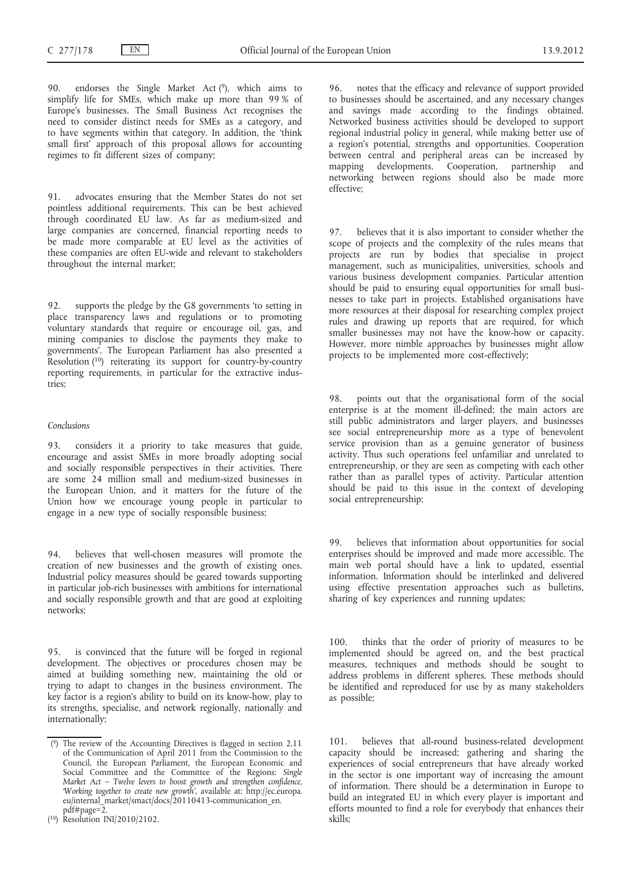90. endorses the Single Market Act [9], which aims to simplify life for SMEs, which make up more than 99 % of Europe's businesses. The Small Business Act recognises the need to consider distinct needs for SMEs as a category, and to have segments within that category. In addition, the 'think small first' approach of this proposal allows for accounting regimes to fit different sizes of company;

91. advocates ensuring that the Member States do not set pointless additional requirements. This can be best achieved through coordinated EU law. As far as medium-sized and large companies are concerned, financial reporting needs to be made more comparable at EU level as the activities of these companies are often EU-wide and relevant to stakeholders throughout the internal market;

92. supports the pledge by the G8 governments 'to setting in place transparency laws and regulations or to promoting voluntary standards that require or encourage oil, gas, and mining companies to disclose the payments they make to governments'. The European Parliament has also presented a Resolution [10] reiterating its support for country-by-country reporting requirements, in particular for the extractive industries;

*Conclusions*

93. considers it a priority to take measures that guide, encourage and assist SMEs in more broadly adopting social and socially responsible perspectives in their activities. There are some 24 million small and medium-sized businesses in the European Union, and it matters for the future of the Union how we encourage young people in particular to engage in a new type of socially responsible business;

94. believes that well-chosen measures will promote the creation of new businesses and the growth of existing ones. Industrial policy measures should be geared towards supporting in particular job-rich businesses with ambitions for international and socially responsible growth and that are good at exploiting networks;

95. is convinced that the future will be forged in regional development. The objectives or procedures chosen may be aimed at building something new, maintaining the old or trying to adapt to changes in the business environment. The key factor is a region's ability to build on its know-how, play to its strengths, specialise, and network regionally, nationally and internationally;

96. notes that the efficacy and relevance of support provided to businesses should be ascertained, and any necessary changes and savings made according to the findings obtained. Networked business activities should be developed to support regional industrial policy in general, while making better use of a region's potential, strengths and opportunities. Cooperation between central and peripheral areas can be increased by mapping developments. Cooperation, partnership and networking between regions should also be made more effective;

97. believes that it is also important to consider whether the scope of projects and the complexity of the rules means that projects are run by bodies that specialise in project management, such as municipalities, universities, schools and various business development companies. Particular attention should be paid to ensuring equal opportunities for small businesses to take part in projects. Established organisations have more resources at their disposal for researching complex project rules and drawing up reports that are required, for which smaller businesses may not have the know-how or capacity. However, more nimble approaches by businesses might allow projects to be implemented more cost-effectively;

98. points out that the organisational form of the social enterprise is at the moment ill-defined; the main actors are still public administrators and larger players, and businesses see social entrepreneurship more as a type of benevolent service provision than as a genuine generator of business activity. Thus such operations feel unfamiliar and unrelated to entrepreneurship, or they are seen as competing with each other rather than as parallel types of activity. Particular attention should be paid to this issue in the context of developing social entrepreneurship;

99. believes that information about opportunities for social enterprises should be improved and made more accessible. The main web portal should have a link to updated, essential information. Information should be interlinked and delivered using effective presentation approaches such as bulletins, sharing of key experiences and running updates;

100. thinks that the order of priority of measures to be implemented should be agreed on, and the best practical measures, techniques and methods should be sought to address problems in different spheres. These methods should be identified and reproduced for use by as many stakeholders as possible;

101. believes that all-round business-related development capacity should be increased; gathering and sharing the experiences of social entrepreneurs that have already worked in the sector is one important way of increasing the amount of information. There should be a determination in Europe to build an integrated EU in which every player is important and efforts mounted to find a role for everybody that enhances their skills;

---

[9] The review of the Accounting Directives is flagged in section 2.11 of the Communication of April 2011 from the Commission to the Council, the European Parliament, the European Economic and Social Committee and the Committee of the Regions: *Single Market Act – Twelve levers to boost growth and strengthen confidence, 'Working together to create new growth'*, available at: http://ec.europa.eu/internal_market/smact/docs/20110413-communication_en.pdf#page=2.

[10] Resolution INI/2010/2102.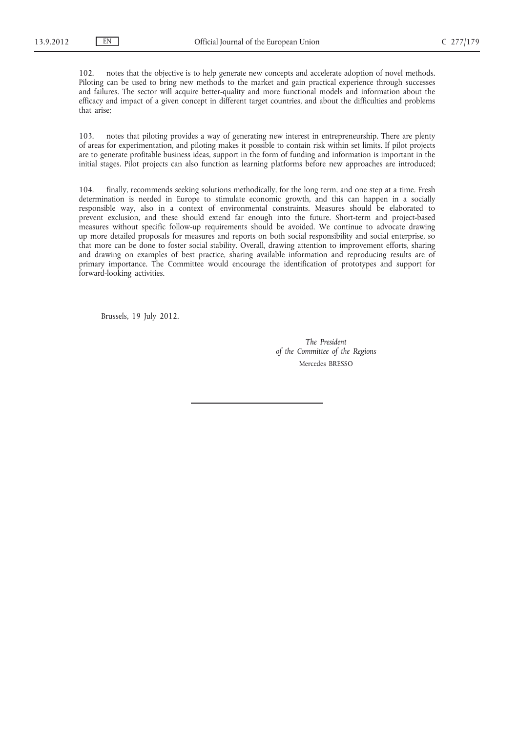102. notes that the objective is to help generate new concepts and accelerate adoption of novel methods. Piloting can be used to bring new methods to the market and gain practical experience through successes and failures. The sector will acquire better-quality and more functional models and information about the efficacy and impact of a given concept in different target countries, and about the difficulties and problems that arise;

103. notes that piloting provides a way of generating new interest in entrepreneurship. There are plenty of areas for experimentation, and piloting makes it possible to contain risk within set limits. If pilot projects are to generate profitable business ideas, support in the form of funding and information is important in the initial stages. Pilot projects can also function as learning platforms before new approaches are introduced;

104. finally, recommends seeking solutions methodically, for the long term, and one step at a time. Fresh determination is needed in Europe to stimulate economic growth, and this can happen in a socially responsible way, also in a context of environmental constraints. Measures should be elaborated to prevent exclusion, and these should extend far enough into the future. Short-term and project-based measures without specific follow-up requirements should be avoided. We continue to advocate drawing up more detailed proposals for measures and reports on both social responsibility and social enterprise, so that more can be done to foster social stability. Overall, drawing attention to improvement efforts, sharing and drawing on examples of best practice, sharing available information and reproducing results are of primary importance. The Committee would encourage the identification of prototypes and support for forward-looking activities.

Brussels, 19 July 2012.

*The President*
*of the Committee of the Regions*
Mercedes BRESSO